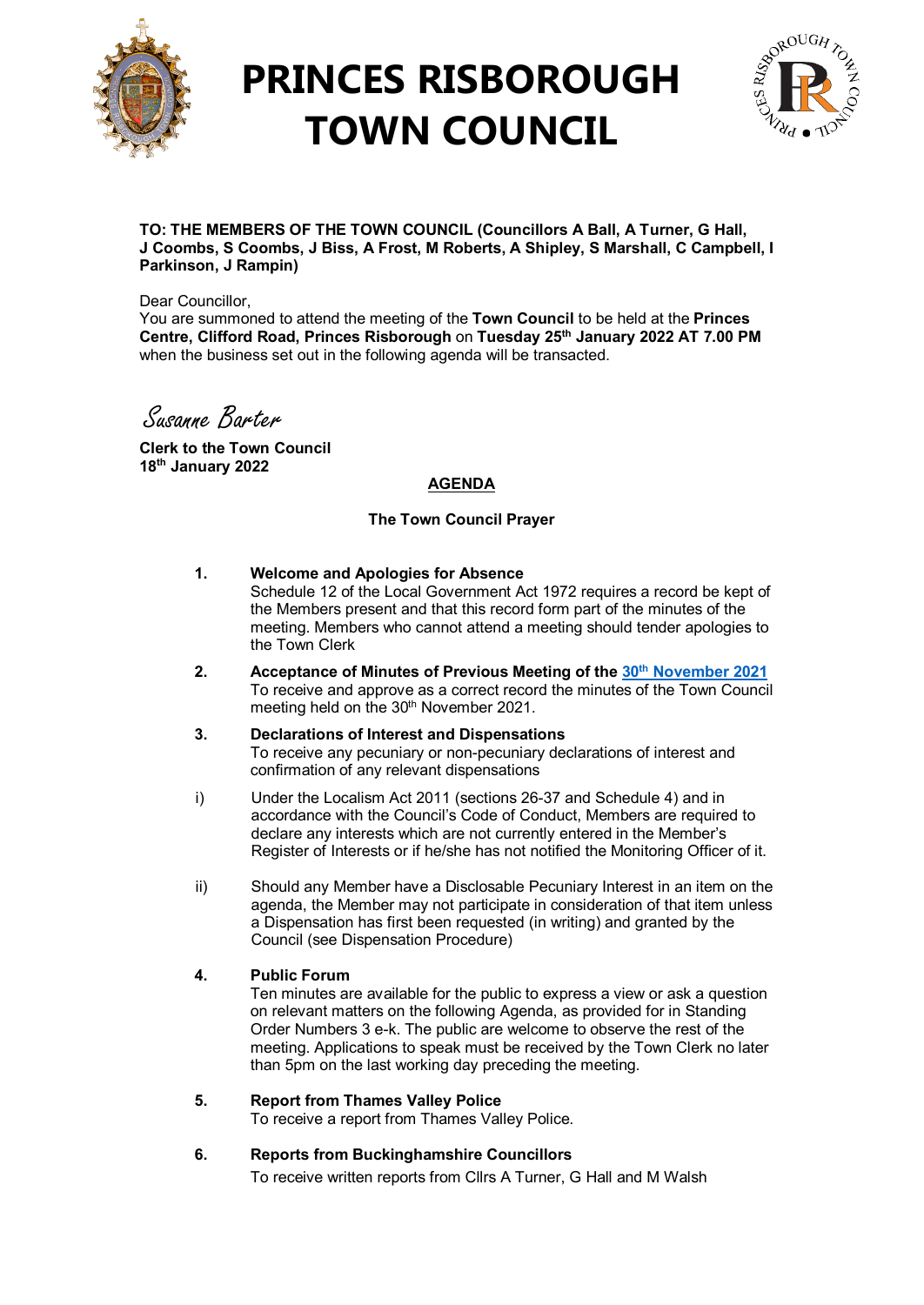# PRINCES RISBOROUGH TOWN COUNCIL

**TO: THE MEMBERS OF THE TOWN COUNCIL (Councillors A Ball, A Turner, G Hall, J Coombs, S Coombs, J Biss, A Frost, M Roberts, A Shipley, S Marshall, C Campbell, I Parkinson, J Rampin)**

Dear Councillor,
You are summoned to attend the meeting of the **Town Council** to be held at the **Princes Centre, Clifford Road, Princes Risborough** on **Tuesday 25th January 2022 AT 7.00 PM** when the business set out in the following agenda will be transacted.

*Susanne Barter*

**Clerk to the Town Council**
**18th January 2022**

## AGENDA

**The Town Council Prayer**

**1. Welcome and Apologies for Absence**
Schedule 12 of the Local Government Act 1972 requires a record be kept of the Members present and that this record form part of the minutes of the meeting. Members who cannot attend a meeting should tender apologies to the Town Clerk

**2. Acceptance of Minutes of Previous Meeting of the 30th November 2021**
To receive and approve as a correct record the minutes of the Town Council meeting held on the 30th November 2021.

**3. Declarations of Interest and Dispensations**
To receive any pecuniary or non-pecuniary declarations of interest and confirmation of any relevant dispensations

i) Under the Localism Act 2011 (sections 26-37 and Schedule 4) and in accordance with the Council's Code of Conduct, Members are required to declare any interests which are not currently entered in the Member's Register of Interests or if he/she has not notified the Monitoring Officer of it.

ii) Should any Member have a Disclosable Pecuniary Interest in an item on the agenda, the Member may not participate in consideration of that item unless a Dispensation has first been requested (in writing) and granted by the Council (see Dispensation Procedure)

**4. Public Forum**
Ten minutes are available for the public to express a view or ask a question on relevant matters on the following Agenda, as provided for in Standing Order Numbers 3 e-k. The public are welcome to observe the rest of the meeting. Applications to speak must be received by the Town Clerk no later than 5pm on the last working day preceding the meeting.

**5. Report from Thames Valley Police**
To receive a report from Thames Valley Police.

**6. Reports from Buckinghamshire Councillors**
To receive written reports from Cllrs A Turner, G Hall and M Walsh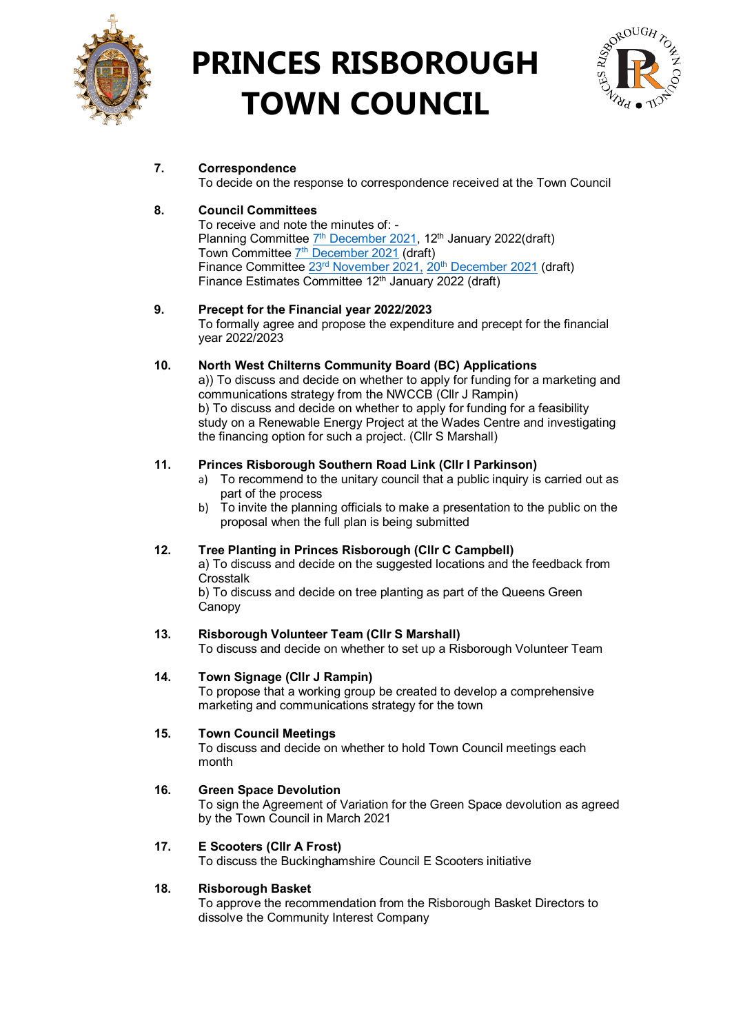# PRINCES RISBOROUGH TOWN COUNCIL

**7. Correspondence**
To decide on the response to correspondence received at the Town Council

**8. Council Committees**
To receive and note the minutes of: -
Planning Committee 7th December 2021, 12th January 2022(draft)
Town Committee 7th December 2021 (draft)
Finance Committee 23rd November 2021, 20th December 2021 (draft)
Finance Estimates Committee 12th January 2022 (draft)

**9. Precept for the Financial year 2022/2023**
To formally agree and propose the expenditure and precept for the financial year 2022/2023

**10. North West Chilterns Community Board (BC) Applications**
a)) To discuss and decide on whether to apply for funding for a marketing and communications strategy from the NWCCB (Cllr J Rampin)
b) To discuss and decide on whether to apply for funding for a feasibility study on a Renewable Energy Project at the Wades Centre and investigating the financing option for such a project. (Cllr S Marshall)

**11. Princes Risborough Southern Road Link (Cllr I Parkinson)**
a) To recommend to the unitary council that a public inquiry is carried out as part of the process
b) To invite the planning officials to make a presentation to the public on the proposal when the full plan is being submitted

**12. Tree Planting in Princes Risborough (Cllr C Campbell)**
a) To discuss and decide on the suggested locations and the feedback from Crosstalk
b) To discuss and decide on tree planting as part of the Queens Green Canopy

**13. Risborough Volunteer Team (Cllr S Marshall)**
To discuss and decide on whether to set up a Risborough Volunteer Team

**14. Town Signage (Cllr J Rampin)**
To propose that a working group be created to develop a comprehensive marketing and communications strategy for the town

**15. Town Council Meetings**
To discuss and decide on whether to hold Town Council meetings each month

**16. Green Space Devolution**
To sign the Agreement of Variation for the Green Space devolution as agreed by the Town Council in March 2021

**17. E Scooters (Cllr A Frost)**
To discuss the Buckinghamshire Council E Scooters initiative

**18. Risborough Basket**
To approve the recommendation from the Risborough Basket Directors to dissolve the Community Interest Company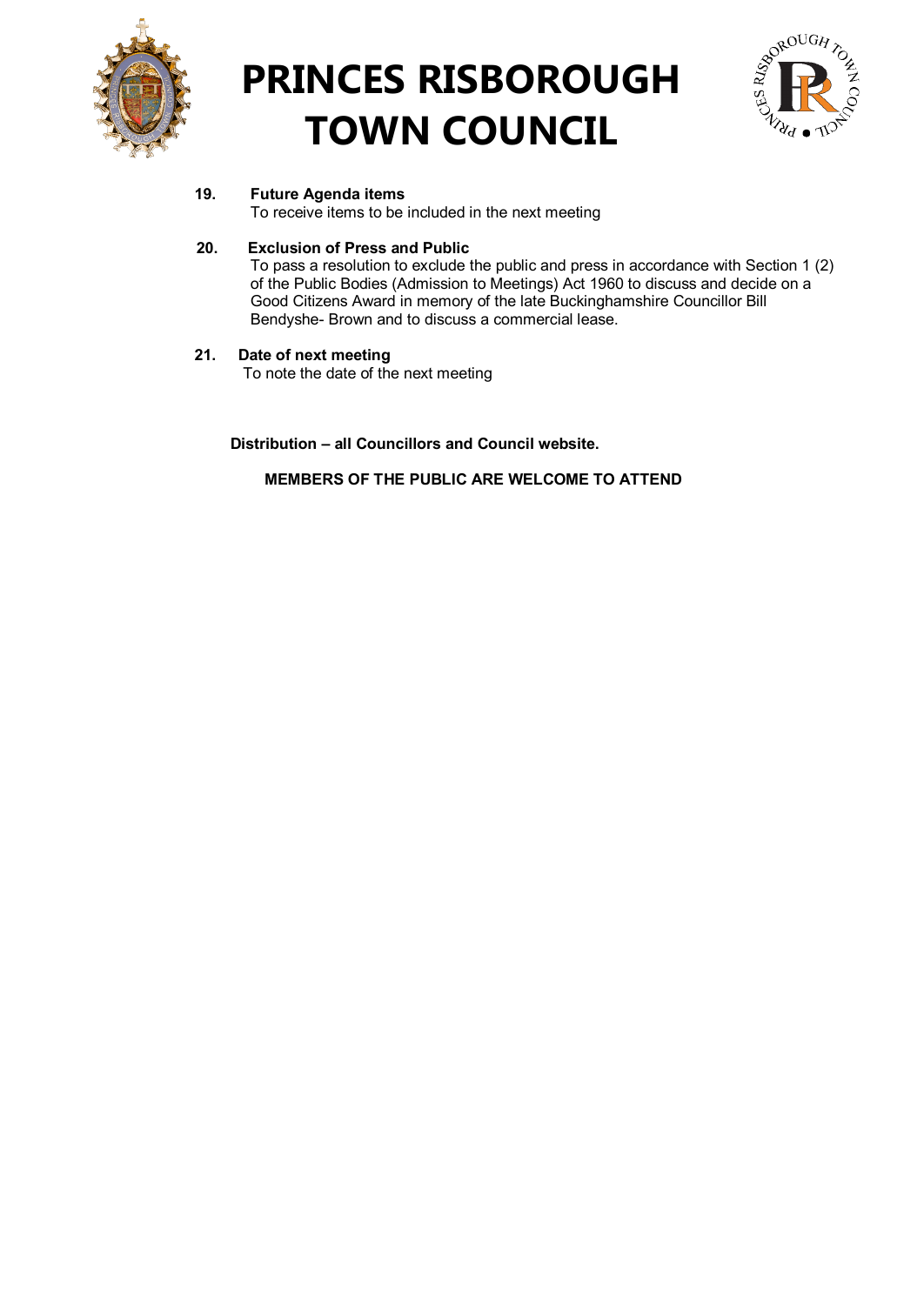# PRINCES RISBOROUGH TOWN COUNCIL

**19. Future Agenda items**

To receive items to be included in the next meeting

**20. Exclusion of Press and Public**

To pass a resolution to exclude the public and press in accordance with Section 1 (2) of the Public Bodies (Admission to Meetings) Act 1960 to discuss and decide on a Good Citizens Award in memory of the late Buckinghamshire Councillor Bill Bendyshe- Brown and to discuss a commercial lease.

**21. Date of next meeting**

To note the date of the next meeting

**Distribution – all Councillors and Council website.**

**MEMBERS OF THE PUBLIC ARE WELCOME TO ATTEND**